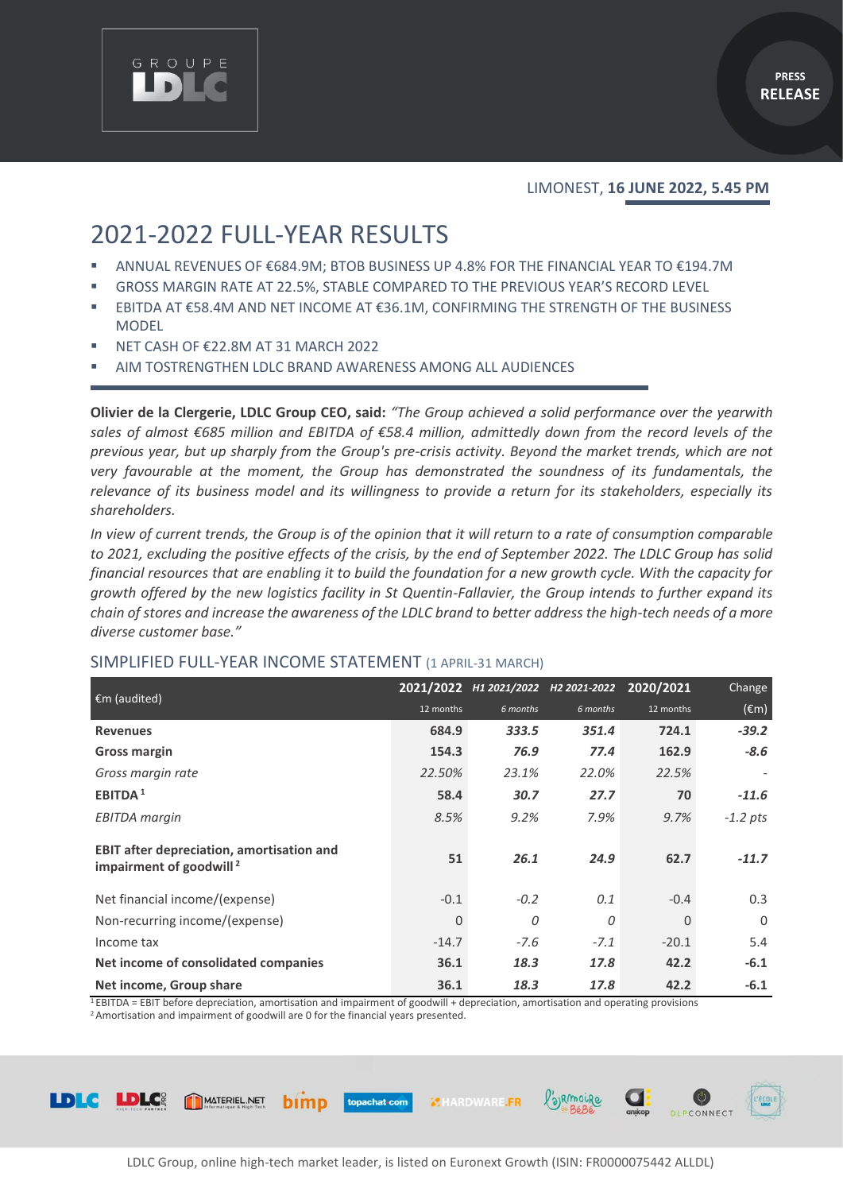GROUPE LDLC

PRESS RELEASE

LIMONEST, **16 JUNE 2022, 5.45 PM**

# 2021-2022 FULL-YEAR RESULTS

- ANNUAL REVENUES OF €684.9M; BTOB BUSINESS UP 4.8% FOR THE FINANCIAL YEAR TO €194.7M
- GROSS MARGIN RATE AT 22.5%, STABLE COMPARED TO THE PREVIOUS YEAR'S RECORD LEVEL
- EBITDA AT €58.4M AND NET INCOME AT €36.1M, CONFIRMING THE STRENGTH OF THE BUSINESS MODEL
- NET CASH OF €22.8M AT 31 MARCH 2022
- AIM TOSTRENGTHEN LDLC BRAND AWARENESS AMONG ALL AUDIENCES

**Olivier de la Clergerie, LDLC Group CEO, said:** *"The Group achieved a solid performance over the yearwith sales of almost €685 million and EBITDA of €58.4 million, admittedly down from the record levels of the previous year, but up sharply from the Group's pre-crisis activity. Beyond the market trends, which are not very favourable at the moment, the Group has demonstrated the soundness of its fundamentals, the relevance of its business model and its willingness to provide a return for its stakeholders, especially its shareholders.*

*In view of current trends, the Group is of the opinion that it will return to a rate of consumption comparable to 2021, excluding the positive effects of the crisis, by the end of September 2022. The LDLC Group has solid financial resources that are enabling it to build the foundation for a new growth cycle. With the capacity for growth offered by the new logistics facility in St Quentin-Fallavier, the Group intends to further expand its chain of stores and increase the awareness of the LDLC brand to better address the high-tech needs of a more diverse customer base."*

## SIMPLIFIED FULL-YEAR INCOME STATEMENT (1 APRIL-31 MARCH)

| €m (audited) | 2021/2022<br>12 months | *H1 2021/2022*<br>*6 months* | *H2 2021-2022*<br>*6 months* | 2020/2021<br>12 months | Change<br>(€m) |
|---|---|---|---|---|---|
| **Revenues** | **684.9** | ***333.5*** | ***351.4*** | **724.1** | ***-39.2*** |
| **Gross margin** | **154.3** | ***76.9*** | ***77.4*** | **162.9** | ***-8.6*** |
| *Gross margin rate* | *22.50%* | *23.1%* | *22.0%* | *22.5%* | - |
| **EBITDA** [1] | **58.4** | ***30.7*** | ***27.7*** | **70** | ***-11.6*** |
| *EBITDA margin* | *8.5%* | *9.2%* | *7.9%* | *9.7%* | *-1.2 pts* |
| **EBIT after depreciation, amortisation and impairment of goodwill** [2] | **51** | ***26.1*** | ***24.9*** | **62.7** | ***-11.7*** |
| Net financial income/(expense) | -0.1 | *-0.2* | *0.1* | -0.4 | 0.3 |
| Non-recurring income/(expense) | 0 | *0* | *0* | 0 | 0 |
| Income tax | -14.7 | *-7.6* | *-7.1* | -20.1 | 5.4 |
| **Net income of consolidated companies** | **36.1** | ***18.3*** | ***17.8*** | **42.2** | ***-6.1*** |
| **Net income, Group share** | **36.1** | ***18.3*** | ***17.8*** | **42.2** | ***-6.1*** |

[1] EBITDA = EBIT before depreciation, amortisation and impairment of goodwill + depreciation, amortisation and operating provisions
[2] Amortisation and impairment of goodwill are 0 for the financial years presented.

LDLC Group, online high-tech market leader, is listed on Euronext Growth (ISIN: FR0000075442 ALLDL)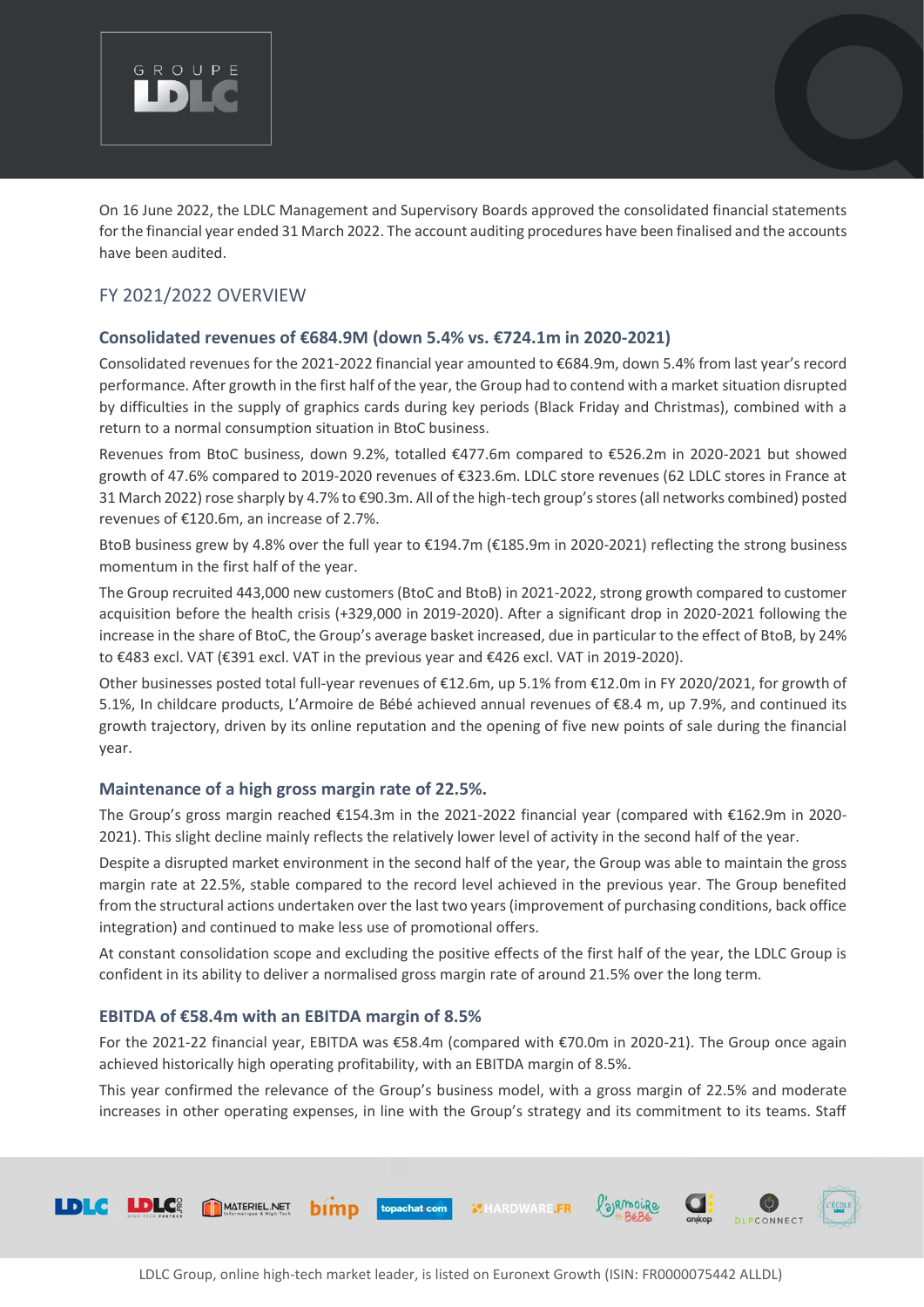On 16 June 2022, the LDLC Management and Supervisory Boards approved the consolidated financial statements for the financial year ended 31 March 2022. The account auditing procedures have been finalised and the accounts have been audited.

## FY 2021/2022 OVERVIEW

### Consolidated revenues of €684.9M (down 5.4% vs. €724.1m in 2020-2021)

Consolidated revenues for the 2021-2022 financial year amounted to €684.9m, down 5.4% from last year's record performance. After growth in the first half of the year, the Group had to contend with a market situation disrupted by difficulties in the supply of graphics cards during key periods (Black Friday and Christmas), combined with a return to a normal consumption situation in BtoC business.

Revenues from BtoC business, down 9.2%, totalled €477.6m compared to €526.2m in 2020-2021 but showed growth of 47.6% compared to 2019-2020 revenues of €323.6m. LDLC store revenues (62 LDLC stores in France at 31 March 2022) rose sharply by 4.7% to €90.3m. All of the high-tech group's stores (all networks combined) posted revenues of €120.6m, an increase of 2.7%.

BtoB business grew by 4.8% over the full year to €194.7m (€185.9m in 2020-2021) reflecting the strong business momentum in the first half of the year.

The Group recruited 443,000 new customers (BtoC and BtoB) in 2021-2022, strong growth compared to customer acquisition before the health crisis (+329,000 in 2019-2020). After a significant drop in 2020-2021 following the increase in the share of BtoC, the Group's average basket increased, due in particular to the effect of BtoB, by 24% to €483 excl. VAT (€391 excl. VAT in the previous year and €426 excl. VAT in 2019-2020).

Other businesses posted total full-year revenues of €12.6m, up 5.1% from €12.0m in FY 2020/2021, for growth of 5.1%, In childcare products, L'Armoire de Bébé achieved annual revenues of €8.4 m, up 7.9%, and continued its growth trajectory, driven by its online reputation and the opening of five new points of sale during the financial year.

### Maintenance of a high gross margin rate of 22.5%.

The Group's gross margin reached €154.3m in the 2021-2022 financial year (compared with €162.9m in 2020-2021). This slight decline mainly reflects the relatively lower level of activity in the second half of the year.

Despite a disrupted market environment in the second half of the year, the Group was able to maintain the gross margin rate at 22.5%, stable compared to the record level achieved in the previous year. The Group benefited from the structural actions undertaken over the last two years (improvement of purchasing conditions, back office integration) and continued to make less use of promotional offers.

At constant consolidation scope and excluding the positive effects of the first half of the year, the LDLC Group is confident in its ability to deliver a normalised gross margin rate of around 21.5% over the long term.

### EBITDA of €58.4m with an EBITDA margin of 8.5%

For the 2021-22 financial year, EBITDA was €58.4m (compared with €70.0m in 2020-21). The Group once again achieved historically high operating profitability, with an EBITDA margin of 8.5%.

This year confirmed the relevance of the Group's business model, with a gross margin of 22.5% and moderate increases in other operating expenses, in line with the Group's strategy and its commitment to its teams. Staff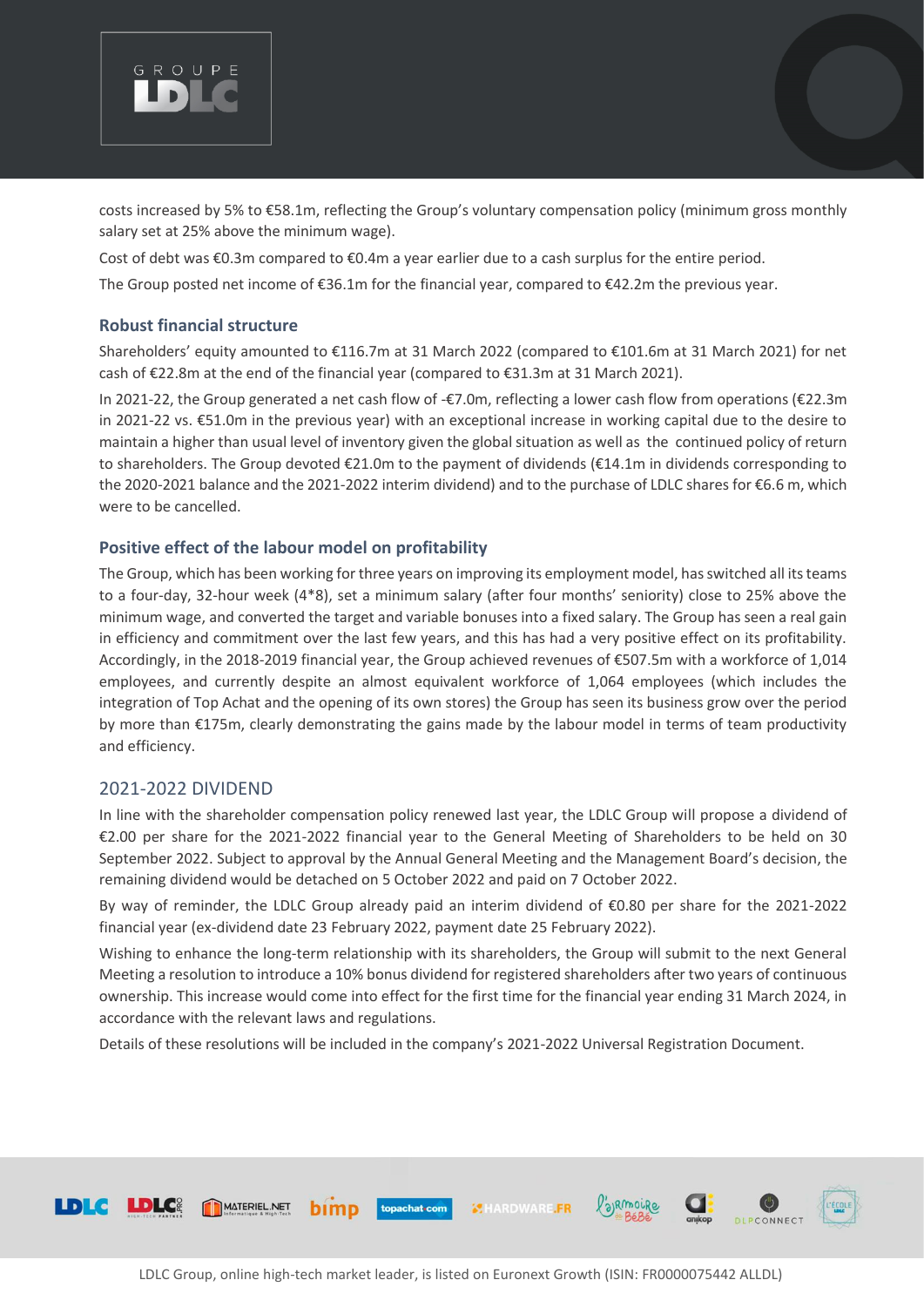costs increased by 5% to €58.1m, reflecting the Group's voluntary compensation policy (minimum gross monthly salary set at 25% above the minimum wage).

Cost of debt was €0.3m compared to €0.4m a year earlier due to a cash surplus for the entire period.

The Group posted net income of €36.1m for the financial year, compared to €42.2m the previous year.

### Robust financial structure

Shareholders' equity amounted to €116.7m at 31 March 2022 (compared to €101.6m at 31 March 2021) for net cash of €22.8m at the end of the financial year (compared to €31.3m at 31 March 2021).

In 2021-22, the Group generated a net cash flow of -€7.0m, reflecting a lower cash flow from operations (€22.3m in 2021-22 vs. €51.0m in the previous year) with an exceptional increase in working capital due to the desire to maintain a higher than usual level of inventory given the global situation as well as the continued policy of return to shareholders. The Group devoted €21.0m to the payment of dividends (€14.1m in dividends corresponding to the 2020-2021 balance and the 2021-2022 interim dividend) and to the purchase of LDLC shares for €6.6 m, which were to be cancelled.

### Positive effect of the labour model on profitability

The Group, which has been working for three years on improving its employment model, has switched all its teams to a four-day, 32-hour week (4*8), set a minimum salary (after four months' seniority) close to 25% above the minimum wage, and converted the target and variable bonuses into a fixed salary. The Group has seen a real gain in efficiency and commitment over the last few years, and this has had a very positive effect on its profitability. Accordingly, in the 2018-2019 financial year, the Group achieved revenues of €507.5m with a workforce of 1,014 employees, and currently despite an almost equivalent workforce of 1,064 employees (which includes the integration of Top Achat and the opening of its own stores) the Group has seen its business grow over the period by more than €175m, clearly demonstrating the gains made by the labour model in terms of team productivity and efficiency.

## 2021-2022 DIVIDEND

In line with the shareholder compensation policy renewed last year, the LDLC Group will propose a dividend of €2.00 per share for the 2021-2022 financial year to the General Meeting of Shareholders to be held on 30 September 2022. Subject to approval by the Annual General Meeting and the Management Board's decision, the remaining dividend would be detached on 5 October 2022 and paid on 7 October 2022.

By way of reminder, the LDLC Group already paid an interim dividend of €0.80 per share for the 2021-2022 financial year (ex-dividend date 23 February 2022, payment date 25 February 2022).

Wishing to enhance the long-term relationship with its shareholders, the Group will submit to the next General Meeting a resolution to introduce a 10% bonus dividend for registered shareholders after two years of continuous ownership. This increase would come into effect for the first time for the financial year ending 31 March 2024, in accordance with the relevant laws and regulations.

Details of these resolutions will be included in the company's 2021-2022 Universal Registration Document.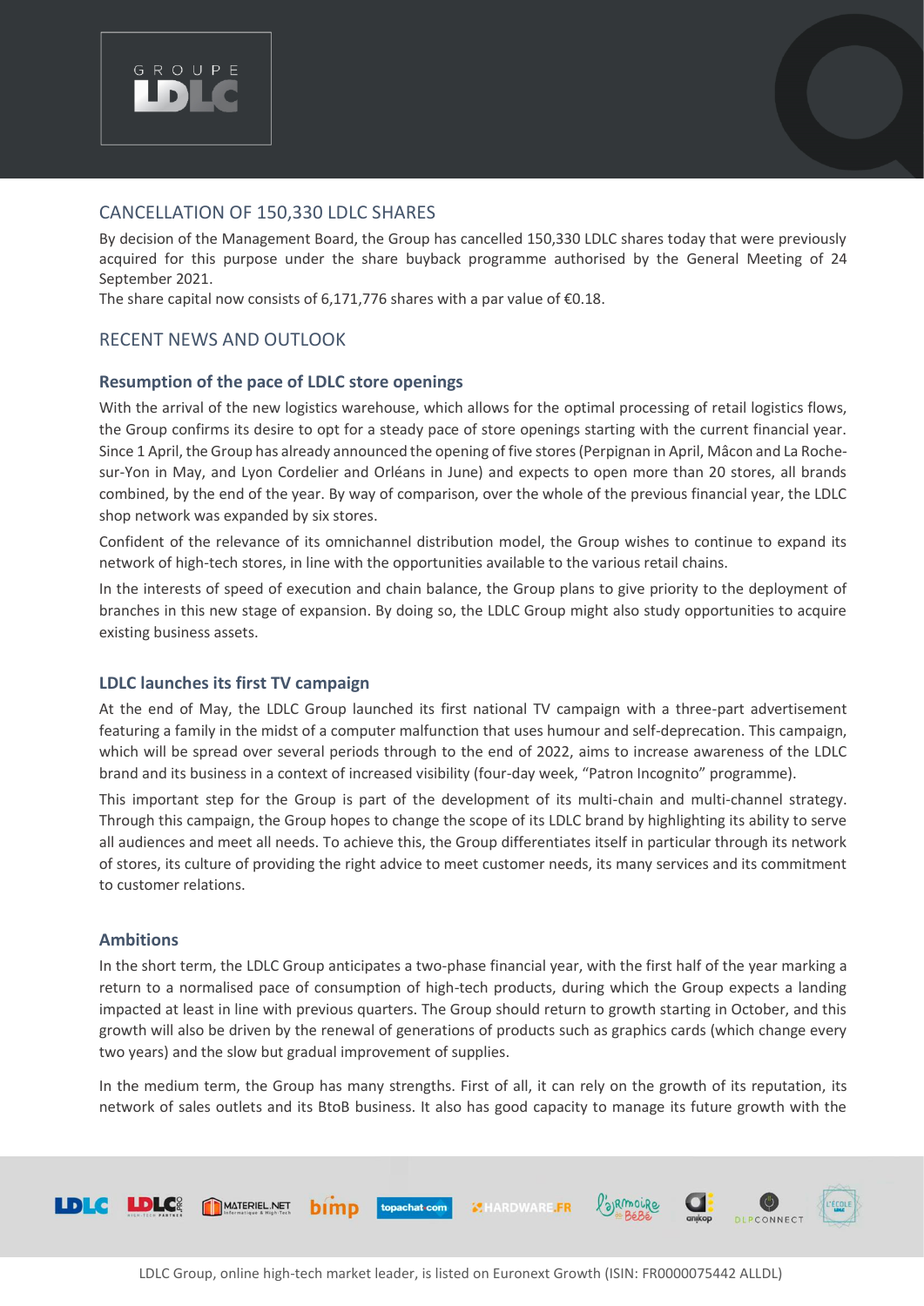## CANCELLATION OF 150,330 LDLC SHARES

By decision of the Management Board, the Group has cancelled 150,330 LDLC shares today that were previously acquired for this purpose under the share buyback programme authorised by the General Meeting of 24 September 2021.

The share capital now consists of 6,171,776 shares with a par value of €0.18.

## RECENT NEWS AND OUTLOOK

### Resumption of the pace of LDLC store openings

With the arrival of the new logistics warehouse, which allows for the optimal processing of retail logistics flows, the Group confirms its desire to opt for a steady pace of store openings starting with the current financial year. Since 1 April, the Group has already announced the opening of five stores (Perpignan in April, Mâcon and La Roche-sur-Yon in May, and Lyon Cordelier and Orléans in June) and expects to open more than 20 stores, all brands combined, by the end of the year. By way of comparison, over the whole of the previous financial year, the LDLC shop network was expanded by six stores.

Confident of the relevance of its omnichannel distribution model, the Group wishes to continue to expand its network of high-tech stores, in line with the opportunities available to the various retail chains.

In the interests of speed of execution and chain balance, the Group plans to give priority to the deployment of branches in this new stage of expansion. By doing so, the LDLC Group might also study opportunities to acquire existing business assets.

### LDLC launches its first TV campaign

At the end of May, the LDLC Group launched its first national TV campaign with a three-part advertisement featuring a family in the midst of a computer malfunction that uses humour and self-deprecation. This campaign, which will be spread over several periods through to the end of 2022, aims to increase awareness of the LDLC brand and its business in a context of increased visibility (four-day week, "Patron Incognito" programme).

This important step for the Group is part of the development of its multi-chain and multi-channel strategy. Through this campaign, the Group hopes to change the scope of its LDLC brand by highlighting its ability to serve all audiences and meet all needs. To achieve this, the Group differentiates itself in particular through its network of stores, its culture of providing the right advice to meet customer needs, its many services and its commitment to customer relations.

### Ambitions

In the short term, the LDLC Group anticipates a two-phase financial year, with the first half of the year marking a return to a normalised pace of consumption of high-tech products, during which the Group expects a landing impacted at least in line with previous quarters. The Group should return to growth starting in October, and this growth will also be driven by the renewal of generations of products such as graphics cards (which change every two years) and the slow but gradual improvement of supplies.

In the medium term, the Group has many strengths. First of all, it can rely on the growth of its reputation, its network of sales outlets and its BtoB business. It also has good capacity to manage its future growth with the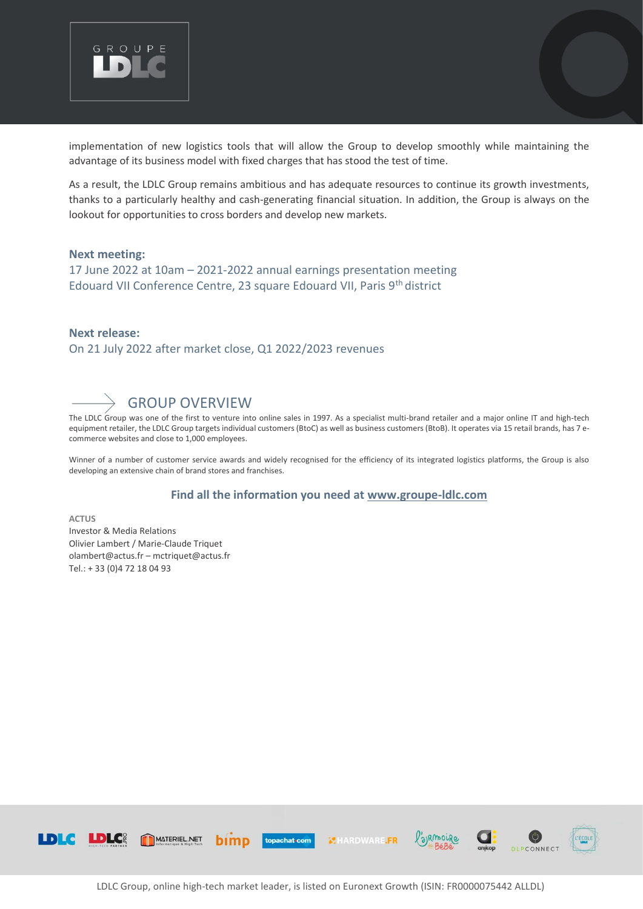implementation of new logistics tools that will allow the Group to develop smoothly while maintaining the advantage of its business model with fixed charges that has stood the test of time.

As a result, the LDLC Group remains ambitious and has adequate resources to continue its growth investments, thanks to a particularly healthy and cash-generating financial situation. In addition, the Group is always on the lookout for opportunities to cross borders and develop new markets.

**Next meeting:**
17 June 2022 at 10am – 2021-2022 annual earnings presentation meeting
Edouard VII Conference Centre, 23 square Edouard VII, Paris 9th district

**Next release:**
On 21 July 2022 after market close, Q1 2022/2023 revenues

## GROUP OVERVIEW

The LDLC Group was one of the first to venture into online sales in 1997. As a specialist multi-brand retailer and a major online IT and high-tech equipment retailer, the LDLC Group targets individual customers (BtoC) as well as business customers (BtoB). It operates via 15 retail brands, has 7 e-commerce websites and close to 1,000 employees.

Winner of a number of customer service awards and widely recognised for the efficiency of its integrated logistics platforms, the Group is also developing an extensive chain of brand stores and franchises.

**Find all the information you need at www.groupe-ldlc.com**

ACTUS
Investor & Media Relations
Olivier Lambert / Marie-Claude Triquet
olambert@actus.fr – mctriquet@actus.fr
Tel.: + 33 (0)4 72 18 04 93

LDLC Group, online high-tech market leader, is listed on Euronext Growth (ISIN: FR0000075442 ALLDL)